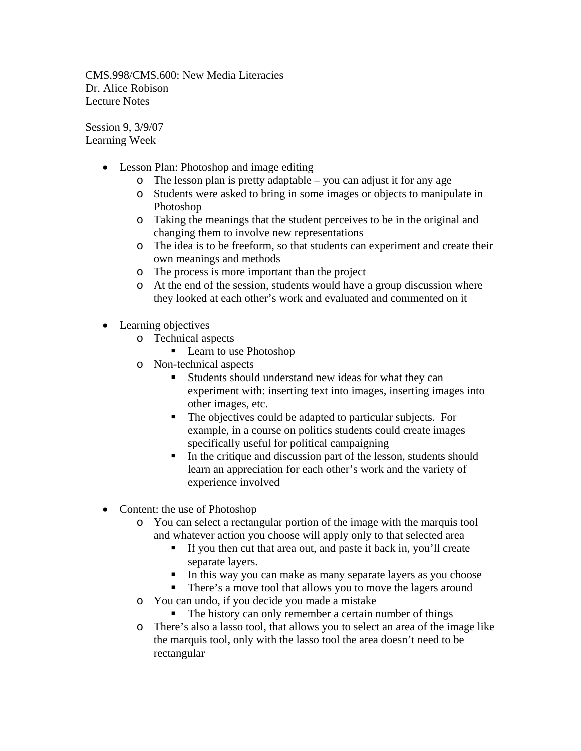CMS.998/CMS.600: New Media Literacies
Dr. Alice Robison
Lecture Notes

Session 9, 3/9/07
Learning Week

- Lesson Plan: Photoshop and image editing
    - The lesson plan is pretty adaptable – you can adjust it for any age
    - Students were asked to bring in some images or objects to manipulate in Photoshop
    - Taking the meanings that the student perceives to be in the original and changing them to involve new representations
    - The idea is to be freeform, so that students can experiment and create their own meanings and methods
    - The process is more important than the project
    - At the end of the session, students would have a group discussion where they looked at each other's work and evaluated and commented on it

- Learning objectives
    - Technical aspects
        - Learn to use Photoshop
    - Non-technical aspects
        - Students should understand new ideas for what they can experiment with: inserting text into images, inserting images into other images, etc.
        - The objectives could be adapted to particular subjects. For example, in a course on politics students could create images specifically useful for political campaigning
        - In the critique and discussion part of the lesson, students should learn an appreciation for each other's work and the variety of experience involved

- Content: the use of Photoshop
    - You can select a rectangular portion of the image with the marquis tool and whatever action you choose will apply only to that selected area
        - If you then cut that area out, and paste it back in, you'll create separate layers.
        - In this way you can make as many separate layers as you choose
        - There's a move tool that allows you to move the lagers around
    - You can undo, if you decide you made a mistake
        - The history can only remember a certain number of things
    - There's also a lasso tool, that allows you to select an area of the image like the marquis tool, only with the lasso tool the area doesn't need to be rectangular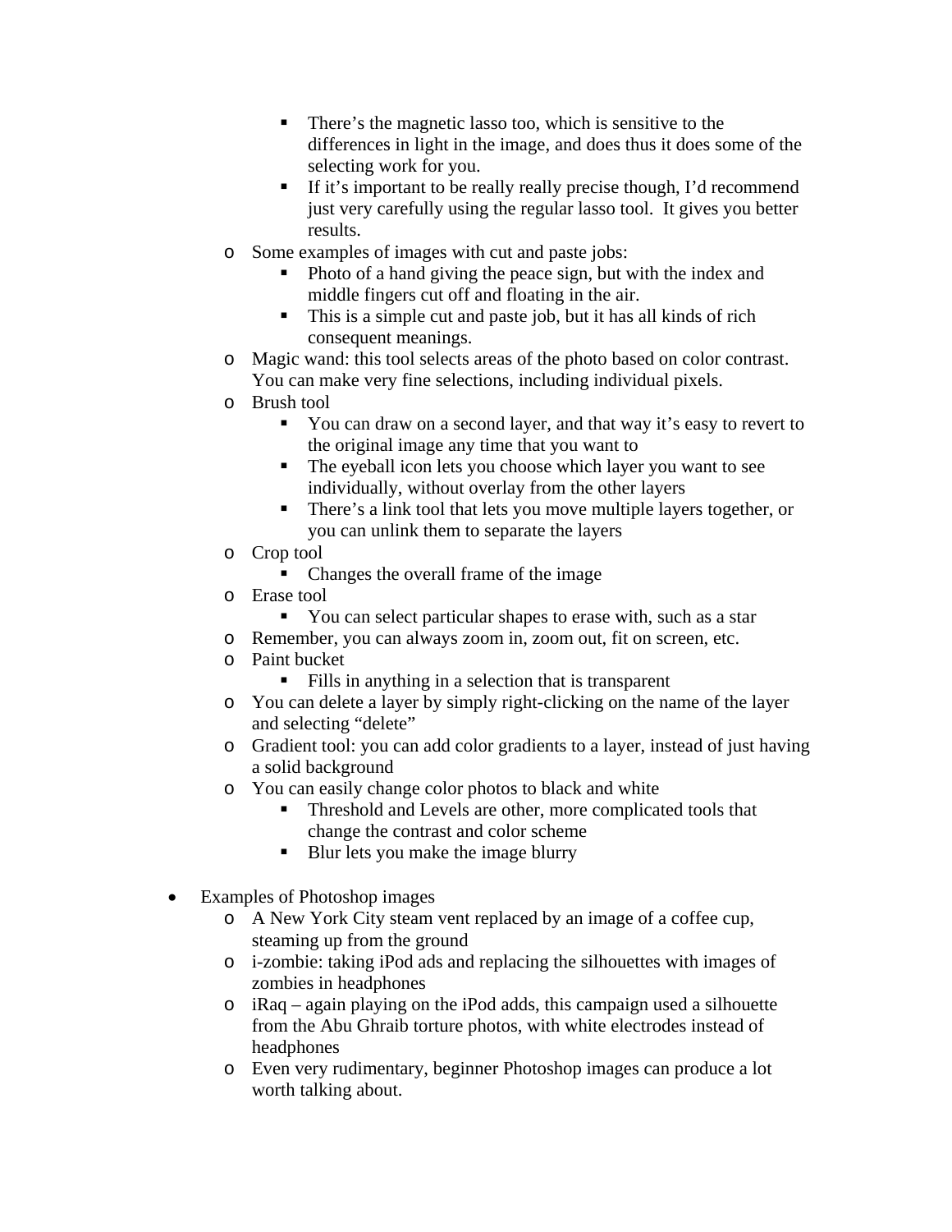- There's the magnetic lasso too, which is sensitive to the differences in light in the image, and does thus it does some of the selecting work for you.
        - If it's important to be really really precise though, I'd recommend just very carefully using the regular lasso tool.  It gives you better results.
    - Some examples of images with cut and paste jobs:
        - Photo of a hand giving the peace sign, but with the index and middle fingers cut off and floating in the air.
        - This is a simple cut and paste job, but it has all kinds of rich consequent meanings.
    - Magic wand: this tool selects areas of the photo based on color contrast. You can make very fine selections, including individual pixels.
    - Brush tool
        - You can draw on a second layer, and that way it's easy to revert to the original image any time that you want to
        - The eyeball icon lets you choose which layer you want to see individually, without overlay from the other layers
        - There's a link tool that lets you move multiple layers together, or you can unlink them to separate the layers
    - Crop tool
        - Changes the overall frame of the image
    - Erase tool
        - You can select particular shapes to erase with, such as a star
    - Remember, you can always zoom in, zoom out, fit on screen, etc.
    - Paint bucket
        - Fills in anything in a selection that is transparent
    - You can delete a layer by simply right-clicking on the name of the layer and selecting "delete"
    - Gradient tool: you can add color gradients to a layer, instead of just having a solid background
    - You can easily change color photos to black and white
        - Threshold and Levels are other, more complicated tools that change the contrast and color scheme
        - Blur lets you make the image blurry

- Examples of Photoshop images
    - A New York City steam vent replaced by an image of a coffee cup, steaming up from the ground
    - i-zombie: taking iPod ads and replacing the silhouettes with images of zombies in headphones
    - iRaq – again playing on the iPod adds, this campaign used a silhouette from the Abu Ghraib torture photos, with white electrodes instead of headphones
    - Even very rudimentary, beginner Photoshop images can produce a lot worth talking about.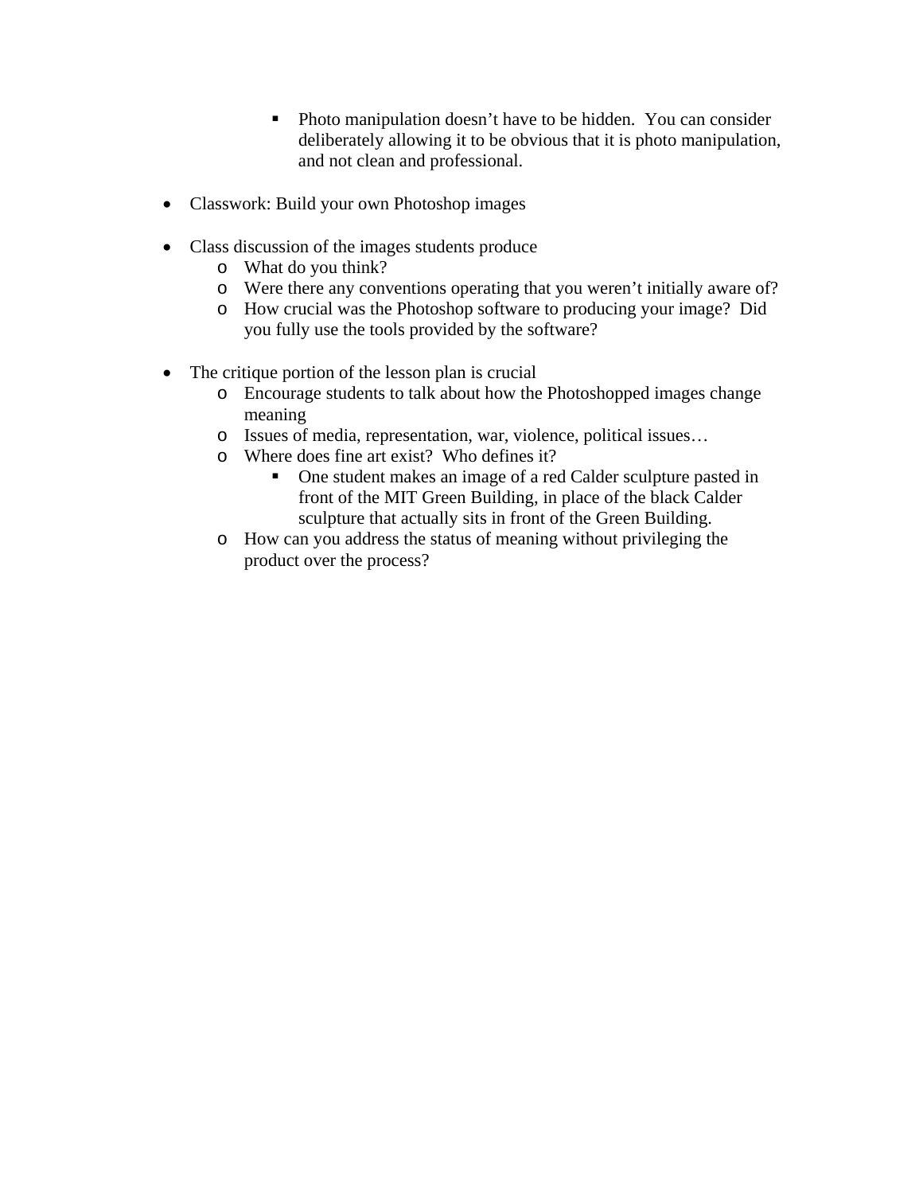- Photo manipulation doesn't have to be hidden. You can consider deliberately allowing it to be obvious that it is photo manipulation, and not clean and professional.

- Classwork: Build your own Photoshop images

- Class discussion of the images students produce
    - What do you think?
    - Were there any conventions operating that you weren't initially aware of?
    - How crucial was the Photoshop software to producing your image? Did you fully use the tools provided by the software?

- The critique portion of the lesson plan is crucial
    - Encourage students to talk about how the Photoshopped images change meaning
    - Issues of media, representation, war, violence, political issues…
    - Where does fine art exist? Who defines it?
        - One student makes an image of a red Calder sculpture pasted in front of the MIT Green Building, in place of the black Calder sculpture that actually sits in front of the Green Building.
    - How can you address the status of meaning without privileging the product over the process?